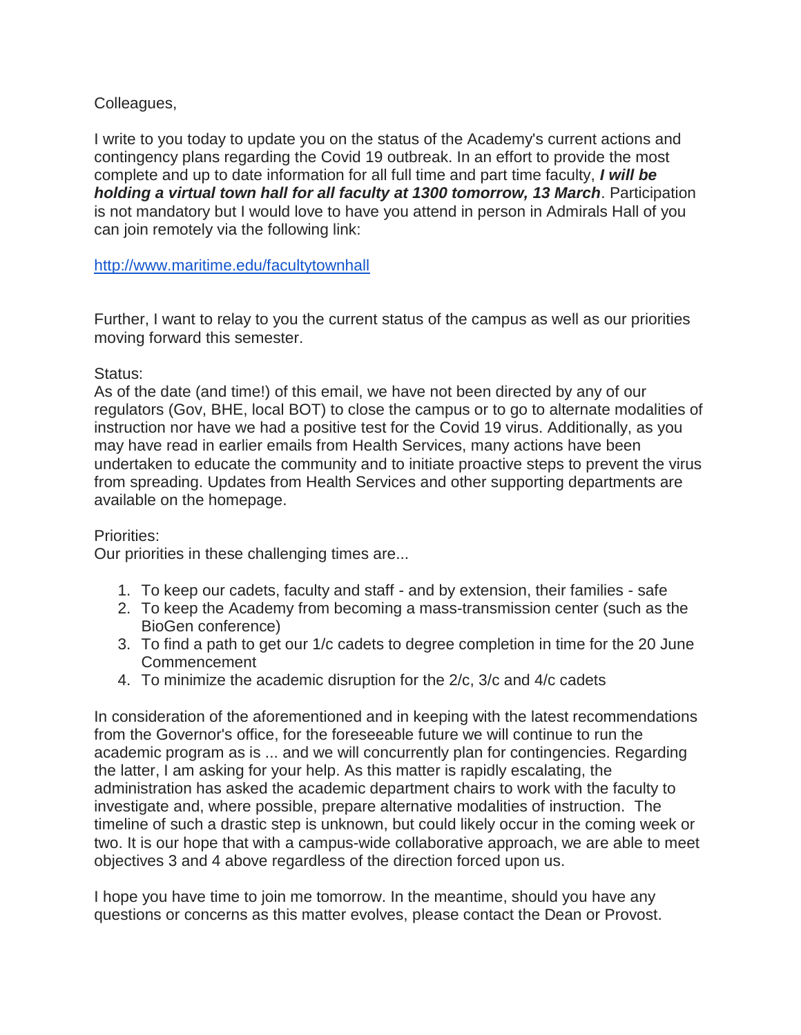Colleagues,

I write to you today to update you on the status of the Academy's current actions and contingency plans regarding the Covid 19 outbreak. In an effort to provide the most complete and up to date information for all full time and part time faculty, ***I will be holding a virtual town hall for all faculty at 1300 tomorrow, 13 March***. Participation is not mandatory but I would love to have you attend in person in Admirals Hall of you can join remotely via the following link:

[http://www.maritime.edu/facultytownhall](http://www.maritime.edu/facultytownhall)

Further, I want to relay to you the current status of the campus as well as our priorities moving forward this semester.

Status:
As of the date (and time!) of this email, we have not been directed by any of our regulators (Gov, BHE, local BOT) to close the campus or to go to alternate modalities of instruction nor have we had a positive test for the Covid 19 virus. Additionally, as you may have read in earlier emails from Health Services, many actions have been undertaken to educate the community and to initiate proactive steps to prevent the virus from spreading. Updates from Health Services and other supporting departments are available on the homepage.

Priorities:
Our priorities in these challenging times are...

1. To keep our cadets, faculty and staff - and by extension, their families - safe
2. To keep the Academy from becoming a mass-transmission center (such as the BioGen conference)
3. To find a path to get our 1/c cadets to degree completion in time for the 20 June Commencement
4. To minimize the academic disruption for the 2/c, 3/c and 4/c cadets

In consideration of the aforementioned and in keeping with the latest recommendations from the Governor's office, for the foreseeable future we will continue to run the academic program as is ... and we will concurrently plan for contingencies. Regarding the latter, I am asking for your help. As this matter is rapidly escalating, the administration has asked the academic department chairs to work with the faculty to investigate and, where possible, prepare alternative modalities of instruction. The timeline of such a drastic step is unknown, but could likely occur in the coming week or two. It is our hope that with a campus-wide collaborative approach, we are able to meet objectives 3 and 4 above regardless of the direction forced upon us.

I hope you have time to join me tomorrow. In the meantime, should you have any questions or concerns as this matter evolves, please contact the Dean or Provost.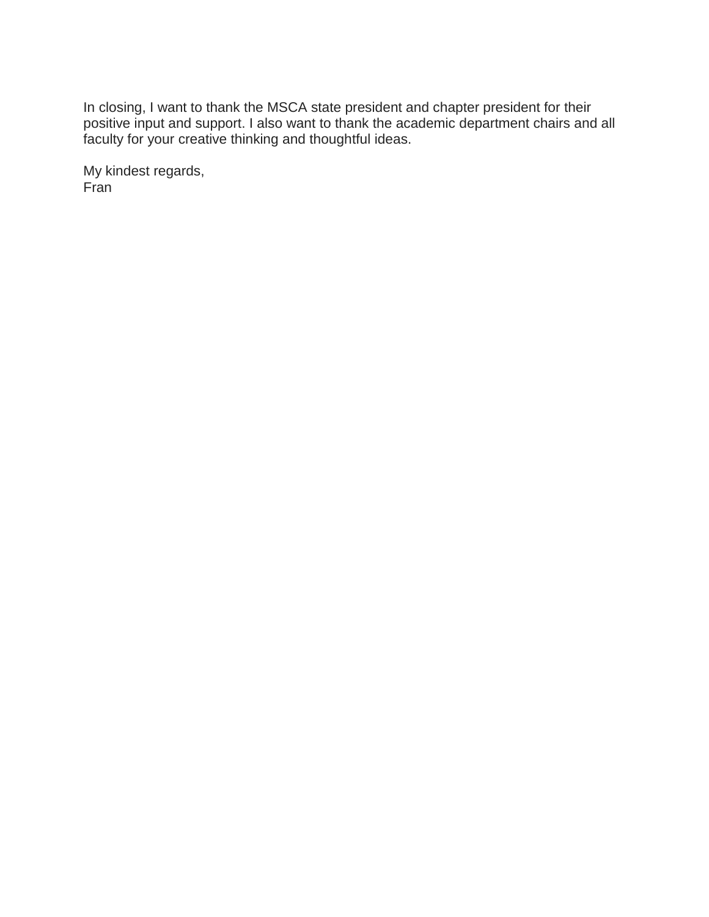In closing, I want to thank the MSCA state president and chapter president for their positive input and support. I also want to thank the academic department chairs and all faculty for your creative thinking and thoughtful ideas.

My kindest regards,
Fran